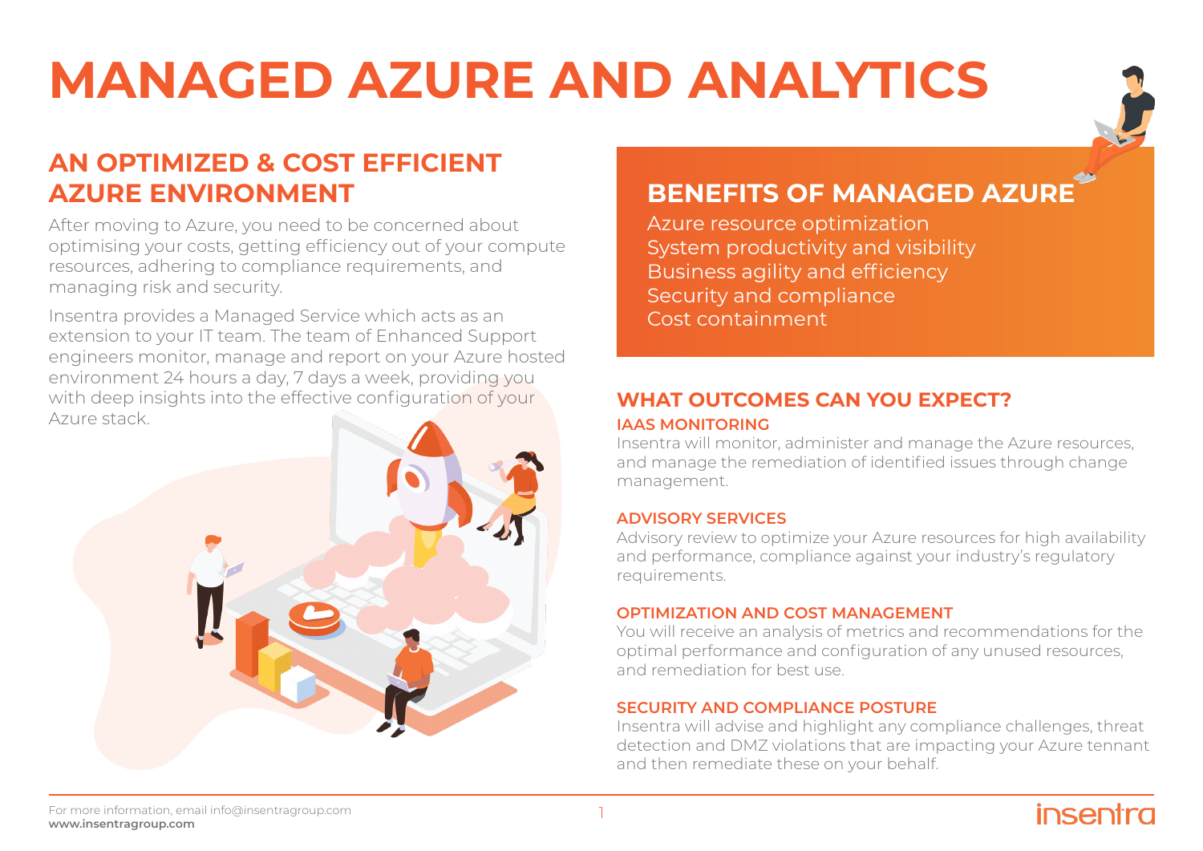# MANAGED AZURE AND ANALYTICS

## AN OPTIMIZED & COST EFFICIENT AZURE ENVIRONMENT

After moving to Azure, you need to be concerned about optimising your costs, getting efficiency out of your compute resources, adhering to compliance requirements, and managing risk and security.

Insentra provides a Managed Service which acts as an extension to your IT team. The team of Enhanced Support engineers monitor, manage and report on your Azure hosted environment 24 hours a day, 7 days a week, providing you with deep insights into the effective configuration of your Azure stack.

## BENEFITS OF MANAGED AZURE

Azure resource optimization
System productivity and visibility
Business agility and efficiency
Security and compliance
Cost containment

## WHAT OUTCOMES CAN YOU EXPECT?

### IAAS MONITORING

Insentra will monitor, administer and manage the Azure resources, and manage the remediation of identified issues through change management.

### ADVISORY SERVICES

Advisory review to optimize your Azure resources for high availability and performance, compliance against your industry's regulatory requirements.

### OPTIMIZATION AND COST MANAGEMENT

You will receive an analysis of metrics and recommendations for the optimal performance and configuration of any unused resources, and remediation for best use.

### SECURITY AND COMPLIANCE POSTURE

Insentra will advise and highlight any compliance challenges, threat detection and DMZ violations that are impacting your Azure tennant and then remediate these on your behalf.

For more information, email info@insentragroup.com
**www.insentragroup.com**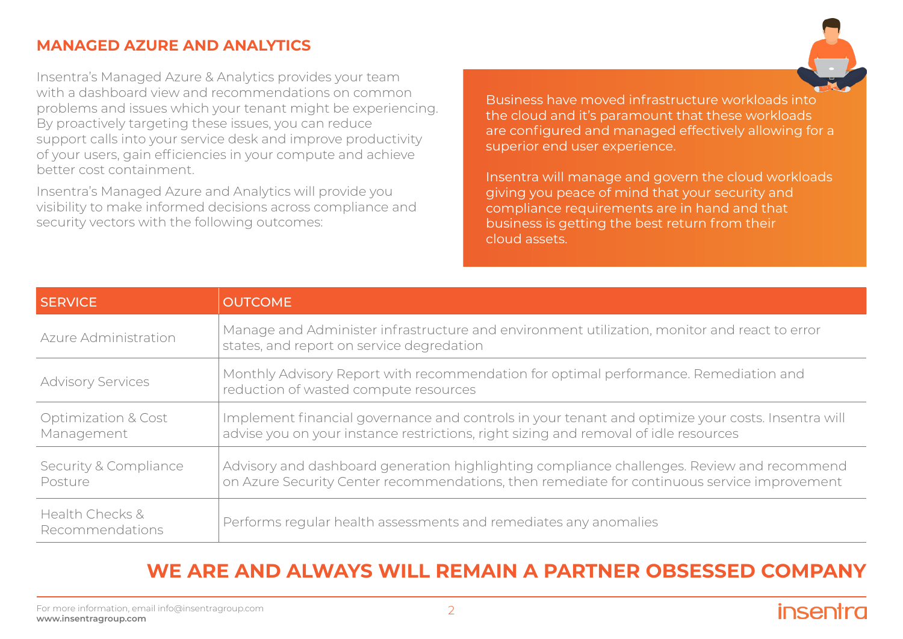## MANAGED AZURE AND ANALYTICS

Insentra's Managed Azure & Analytics provides your team with a dashboard view and recommendations on common problems and issues which your tenant might be experiencing. By proactively targeting these issues, you can reduce support calls into your service desk and improve productivity of your users, gain efficiencies in your compute and achieve better cost containment.

Insentra's Managed Azure and Analytics will provide you visibility to make informed decisions across compliance and security vectors with the following outcomes:

Business have moved infrastructure workloads into the cloud and it's paramount that these workloads are configured and managed effectively allowing for a superior end user experience.

Insentra will manage and govern the cloud workloads giving you peace of mind that your security and compliance requirements are in hand and that business is getting the best return from their cloud assets.

| SERVICE | OUTCOME |
|---|---|
| Azure Administration | Manage and Administer infrastructure and environment utilization, monitor and react to error states, and report on service degredation |
| Advisory Services | Monthly Advisory Report with recommendation for optimal performance. Remediation and reduction of wasted compute resources |
| Optimization & Cost Management | Implement financial governance and controls in your tenant and optimize your costs. Insentra will advise you on your instance restrictions, right sizing and removal of idle resources |
| Security & Compliance Posture | Advisory and dashboard generation highlighting compliance challenges. Review and recommend on Azure Security Center recommendations, then remediate for continuous service improvement |
| Health Checks & Recommendations | Performs regular health assessments and remediates any anomalies |

## WE ARE AND ALWAYS WILL REMAIN A PARTNER OBSESSED COMPANY

For more information, email info@insentragroup.com
**www.insentragroup.com**

insentra